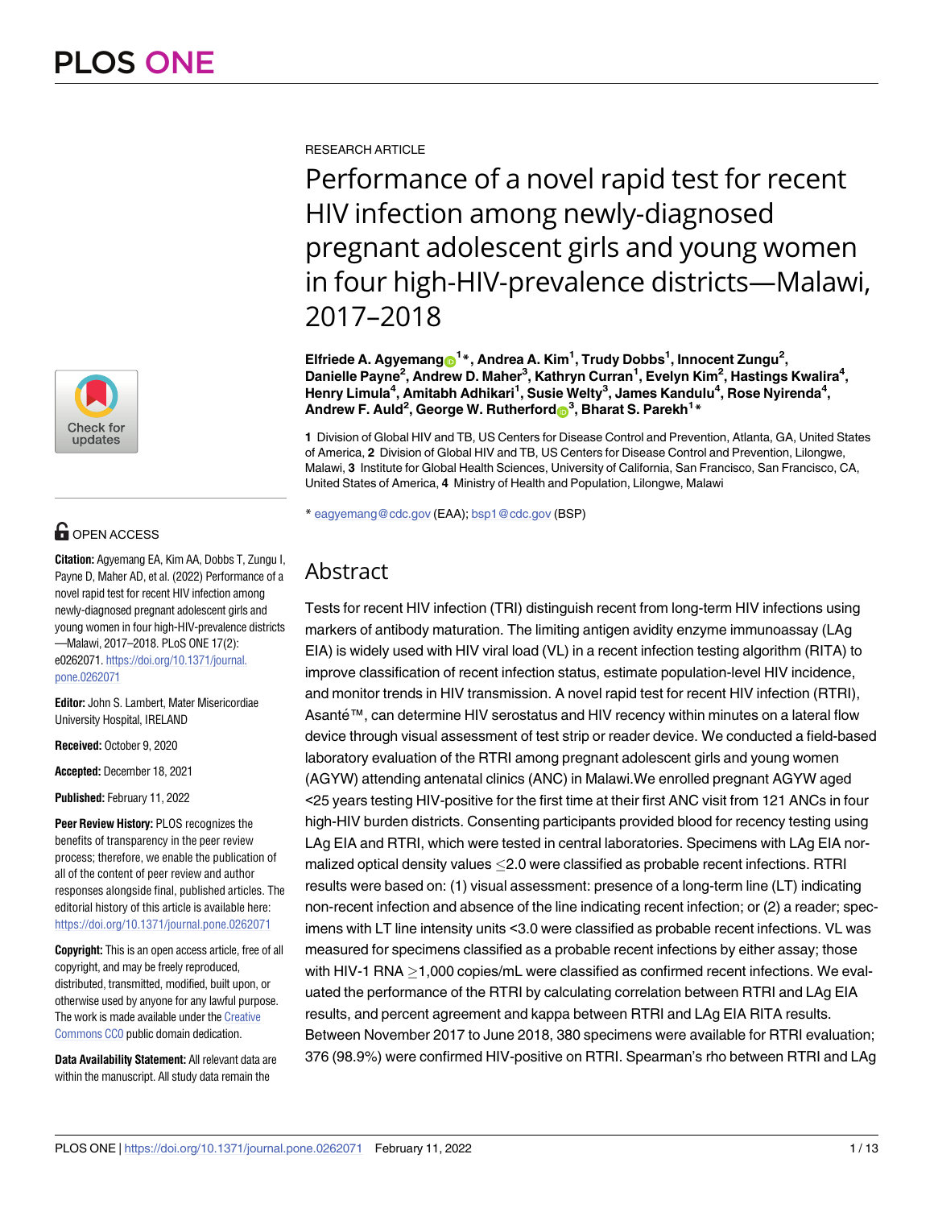RESEARCH ARTICLE

# Performance of a novel rapid test for recent HIV infection among newly-diagnosed pregnant adolescent girls and young women in four high-HIV-prevalence districts—Malawi, 2017–2018

**Elfriede A. Agyemang[1]*, Andrea A. Kim[1], Trudy Dobbs[1], Innocent Zungu[2], Danielle Payne[2], Andrew D. Maher[3], Kathryn Curran[1], Evelyn Kim[2], Hastings Kwalira[4], Henry Limula[4], Amitabh Adhikari[1], Susie Welty[3], James Kandulu[4], Rose Nyirenda[4], Andrew F. Auld[2], George W. Rutherford[3], Bharat S. Parekh[1]***

**1** Division of Global HIV and TB, US Centers for Disease Control and Prevention, Atlanta, GA, United States of America, **2** Division of Global HIV and TB, US Centers for Disease Control and Prevention, Lilongwe, Malawi, **3** Institute for Global Health Sciences, University of California, San Francisco, San Francisco, CA, United States of America, **4** Ministry of Health and Population, Lilongwe, Malawi

* eagyemang@cdc.gov (EAA); bsp1@cdc.gov (BSP)

OPEN ACCESS

**Citation:** Agyemang EA, Kim AA, Dobbs T, Zungu I, Payne D, Maher AD, et al. (2022) Performance of a novel rapid test for recent HIV infection among newly-diagnosed pregnant adolescent girls and young women in four high-HIV-prevalence districts —Malawi, 2017–2018. PLoS ONE 17(2): e0262071. https://doi.org/10.1371/journal.pone.0262071

**Editor:** John S. Lambert, Mater Misericordiae University Hospital, IRELAND

**Received:** October 9, 2020

**Accepted:** December 18, 2021

**Published:** February 11, 2022

**Peer Review History:** PLOS recognizes the benefits of transparency in the peer review process; therefore, we enable the publication of all of the content of peer review and author responses alongside final, published articles. The editorial history of this article is available here: https://doi.org/10.1371/journal.pone.0262071

**Copyright:** This is an open access article, free of all copyright, and may be freely reproduced, distributed, transmitted, modified, built upon, or otherwise used by anyone for any lawful purpose. The work is made available under the Creative Commons CC0 public domain dedication.

**Data Availability Statement:** All relevant data are within the manuscript. All study data remain the

## Abstract

Tests for recent HIV infection (TRI) distinguish recent from long-term HIV infections using markers of antibody maturation. The limiting antigen avidity enzyme immunoassay (LAg EIA) is widely used with HIV viral load (VL) in a recent infection testing algorithm (RITA) to improve classification of recent infection status, estimate population-level HIV incidence, and monitor trends in HIV transmission. A novel rapid test for recent HIV infection (RTRI), Asanté™, can determine HIV serostatus and HIV recency within minutes on a lateral flow device through visual assessment of test strip or reader device. We conducted a field-based laboratory evaluation of the RTRI among pregnant adolescent girls and young women (AGYW) attending antenatal clinics (ANC) in Malawi.We enrolled pregnant AGYW aged <25 years testing HIV-positive for the first time at their first ANC visit from 121 ANCs in four high-HIV burden districts. Consenting participants provided blood for recency testing using LAg EIA and RTRI, which were tested in central laboratories. Specimens with LAg EIA normalized optical density values ≤2.0 were classified as probable recent infections. RTRI results were based on: (1) visual assessment: presence of a long-term line (LT) indicating non-recent infection and absence of the line indicating recent infection; or (2) a reader; specimens with LT line intensity units <3.0 were classified as probable recent infections. VL was measured for specimens classified as a probable recent infections by either assay; those with HIV-1 RNA ≥1,000 copies/mL were classified as confirmed recent infections. We evaluated the performance of the RTRI by calculating correlation between RTRI and LAg EIA results, and percent agreement and kappa between RTRI and LAg EIA RITA results. Between November 2017 to June 2018, 380 specimens were available for RTRI evaluation; 376 (98.9%) were confirmed HIV-positive on RTRI. Spearman's rho between RTRI and LAg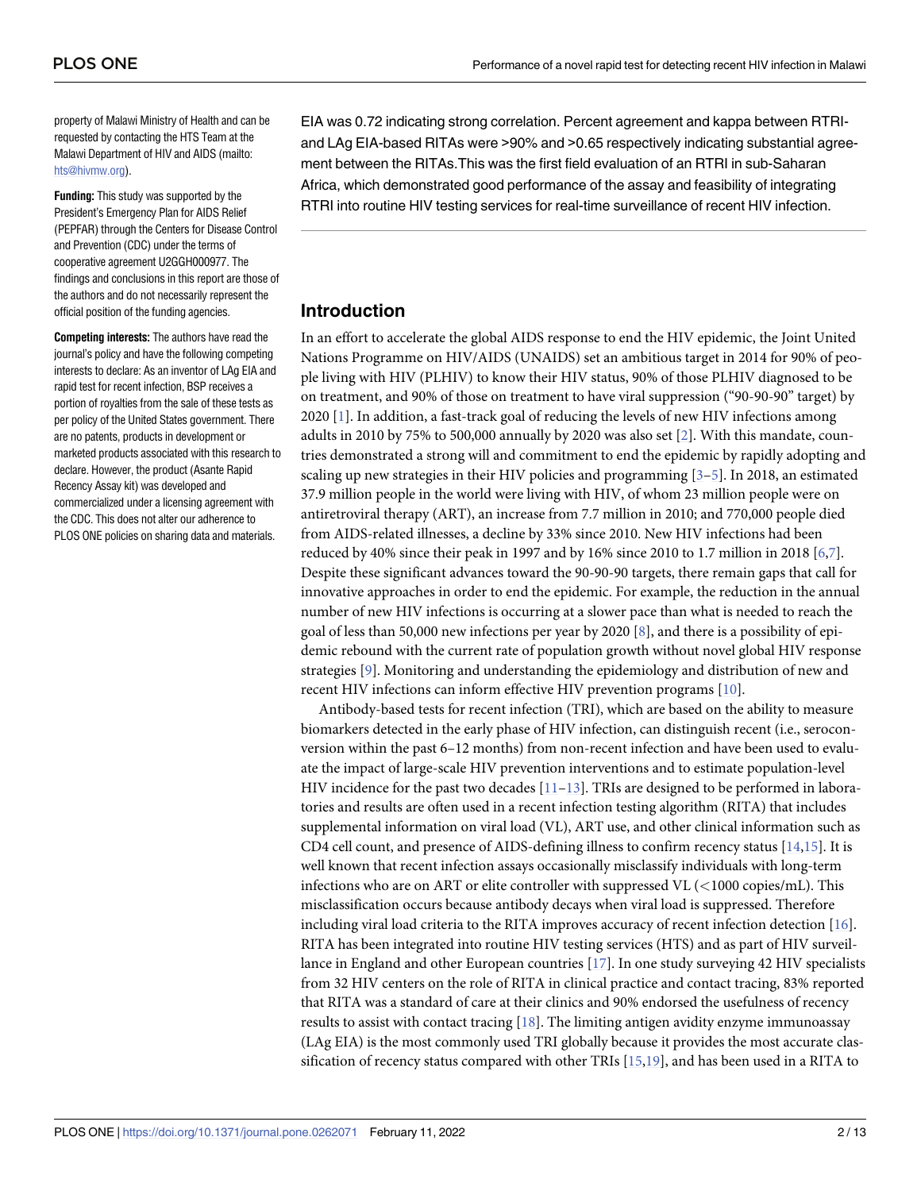property of Malawi Ministry of Health and can be requested by contacting the HTS Team at the Malawi Department of HIV and AIDS (mailto: hts@hivmw.org).

**Funding:** This study was supported by the President's Emergency Plan for AIDS Relief (PEPFAR) through the Centers for Disease Control and Prevention (CDC) under the terms of cooperative agreement U2GGH000977. The findings and conclusions in this report are those of the authors and do not necessarily represent the official position of the funding agencies.

**Competing interests:** The authors have read the journal's policy and have the following competing interests to declare: As an inventor of LAg EIA and rapid test for recent infection, BSP receives a portion of royalties from the sale of these tests as per policy of the United States government. There are no patents, products in development or marketed products associated with this research to declare. However, the product (Asante Rapid Recency Assay kit) was developed and commercialized under a licensing agreement with the CDC. This does not alter our adherence to PLOS ONE policies on sharing data and materials.

EIA was 0.72 indicating strong correlation. Percent agreement and kappa between RTRI- and LAg EIA-based RITAs were >90% and >0.65 respectively indicating substantial agreement between the RITAs.This was the first field evaluation of an RTRI in sub-Saharan Africa, which demonstrated good performance of the assay and feasibility of integrating RTRI into routine HIV testing services for real-time surveillance of recent HIV infection.

## Introduction

In an effort to accelerate the global AIDS response to end the HIV epidemic, the Joint United Nations Programme on HIV/AIDS (UNAIDS) set an ambitious target in 2014 for 90% of people living with HIV (PLHIV) to know their HIV status, 90% of those PLHIV diagnosed to be on treatment, and 90% of those on treatment to have viral suppression ("90-90-90" target) by 2020 [1]. In addition, a fast-track goal of reducing the levels of new HIV infections among adults in 2010 by 75% to 500,000 annually by 2020 was also set [2]. With this mandate, countries demonstrated a strong will and commitment to end the epidemic by rapidly adopting and scaling up new strategies in their HIV policies and programming [3–5]. In 2018, an estimated 37.9 million people in the world were living with HIV, of whom 23 million people were on antiretroviral therapy (ART), an increase from 7.7 million in 2010; and 770,000 people died from AIDS-related illnesses, a decline by 33% since 2010. New HIV infections had been reduced by 40% since their peak in 1997 and by 16% since 2010 to 1.7 million in 2018 [6,7]. Despite these significant advances toward the 90-90-90 targets, there remain gaps that call for innovative approaches in order to end the epidemic. For example, the reduction in the annual number of new HIV infections is occurring at a slower pace than what is needed to reach the goal of less than 50,000 new infections per year by 2020 [8], and there is a possibility of epidemic rebound with the current rate of population growth without novel global HIV response strategies [9]. Monitoring and understanding the epidemiology and distribution of new and recent HIV infections can inform effective HIV prevention programs [10].

Antibody-based tests for recent infection (TRI), which are based on the ability to measure biomarkers detected in the early phase of HIV infection, can distinguish recent (i.e., seroconversion within the past 6–12 months) from non-recent infection and have been used to evaluate the impact of large-scale HIV prevention interventions and to estimate population-level HIV incidence for the past two decades [11–13]. TRIs are designed to be performed in laboratories and results are often used in a recent infection testing algorithm (RITA) that includes supplemental information on viral load (VL), ART use, and other clinical information such as CD4 cell count, and presence of AIDS-defining illness to confirm recency status [14,15]. It is well known that recent infection assays occasionally misclassify individuals with long-term infections who are on ART or elite controller with suppressed VL (<1000 copies/mL). This misclassification occurs because antibody decays when viral load is suppressed. Therefore including viral load criteria to the RITA improves accuracy of recent infection detection [16]. RITA has been integrated into routine HIV testing services (HTS) and as part of HIV surveillance in England and other European countries [17]. In one study surveying 42 HIV specialists from 32 HIV centers on the role of RITA in clinical practice and contact tracing, 83% reported that RITA was a standard of care at their clinics and 90% endorsed the usefulness of recency results to assist with contact tracing [18]. The limiting antigen avidity enzyme immunoassay (LAg EIA) is the most commonly used TRI globally because it provides the most accurate classification of recency status compared with other TRIs [15,19], and has been used in a RITA to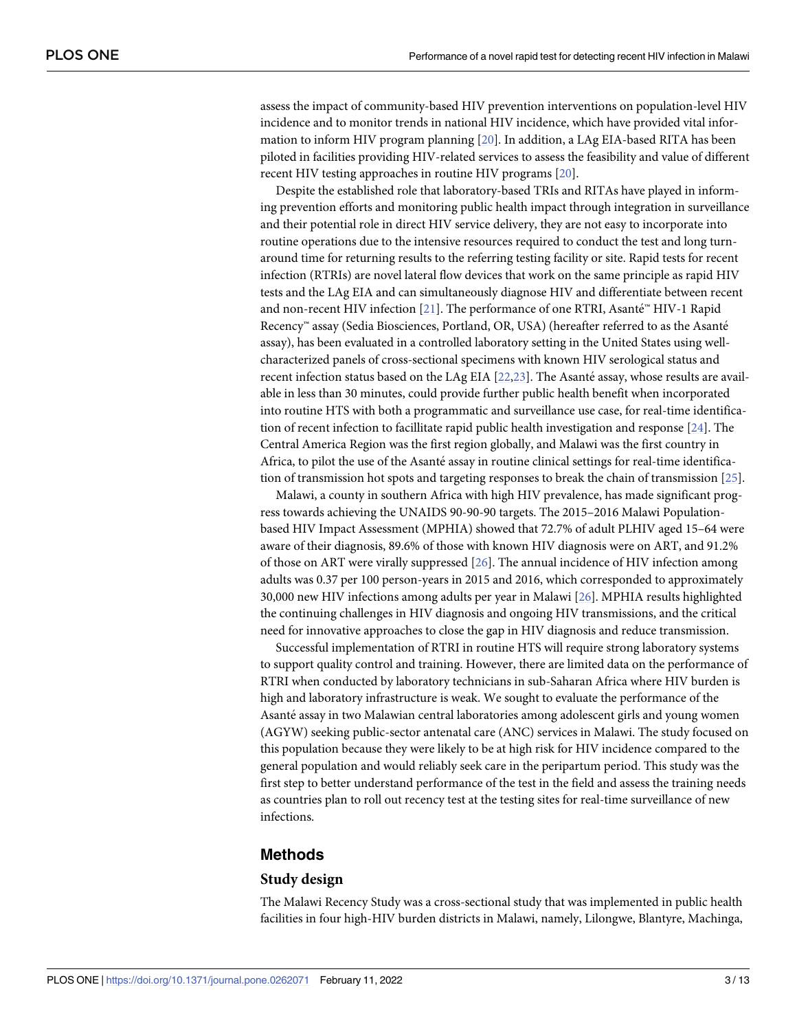assess the impact of community-based HIV prevention interventions on population-level HIV incidence and to monitor trends in national HIV incidence, which have provided vital information to inform HIV program planning [20]. In addition, a LAg EIA-based RITA has been piloted in facilities providing HIV-related services to assess the feasibility and value of different recent HIV testing approaches in routine HIV programs [20].

Despite the established role that laboratory-based TRIs and RITAs have played in informing prevention efforts and monitoring public health impact through integration in surveillance and their potential role in direct HIV service delivery, they are not easy to incorporate into routine operations due to the intensive resources required to conduct the test and long turnaround time for returning results to the referring testing facility or site. Rapid tests for recent infection (RTRIs) are novel lateral flow devices that work on the same principle as rapid HIV tests and the LAg EIA and can simultaneously diagnose HIV and differentiate between recent and non-recent HIV infection [21]. The performance of one RTRI, Asanté™ HIV-1 Rapid Recency™ assay (Sedia Biosciences, Portland, OR, USA) (hereafter referred to as the Asanté assay), has been evaluated in a controlled laboratory setting in the United States using well-characterized panels of cross-sectional specimens with known HIV serological status and recent infection status based on the LAg EIA [22,23]. The Asanté assay, whose results are available in less than 30 minutes, could provide further public health benefit when incorporated into routine HTS with both a programmatic and surveillance use case, for real-time identification of recent infection to facillitate rapid public health investigation and response [24]. The Central America Region was the first region globally, and Malawi was the first country in Africa, to pilot the use of the Asanté assay in routine clinical settings for real-time identification of transmission hot spots and targeting responses to break the chain of transmission [25].

Malawi, a county in southern Africa with high HIV prevalence, has made significant progress towards achieving the UNAIDS 90-90-90 targets. The 2015–2016 Malawi Population-based HIV Impact Assessment (MPHIA) showed that 72.7% of adult PLHIV aged 15–64 were aware of their diagnosis, 89.6% of those with known HIV diagnosis were on ART, and 91.2% of those on ART were virally suppressed [26]. The annual incidence of HIV infection among adults was 0.37 per 100 person-years in 2015 and 2016, which corresponded to approximately 30,000 new HIV infections among adults per year in Malawi [26]. MPHIA results highlighted the continuing challenges in HIV diagnosis and ongoing HIV transmissions, and the critical need for innovative approaches to close the gap in HIV diagnosis and reduce transmission.

Successful implementation of RTRI in routine HTS will require strong laboratory systems to support quality control and training. However, there are limited data on the performance of RTRI when conducted by laboratory technicians in sub-Saharan Africa where HIV burden is high and laboratory infrastructure is weak. We sought to evaluate the performance of the Asanté assay in two Malawian central laboratories among adolescent girls and young women (AGYW) seeking public-sector antenatal care (ANC) services in Malawi. The study focused on this population because they were likely to be at high risk for HIV incidence compared to the general population and would reliably seek care in the peripartum period. This study was the first step to better understand performance of the test in the field and assess the training needs as countries plan to roll out recency test at the testing sites for real-time surveillance of new infections.

## Methods

### Study design

The Malawi Recency Study was a cross-sectional study that was implemented in public health facilities in four high-HIV burden districts in Malawi, namely, Lilongwe, Blantyre, Machinga,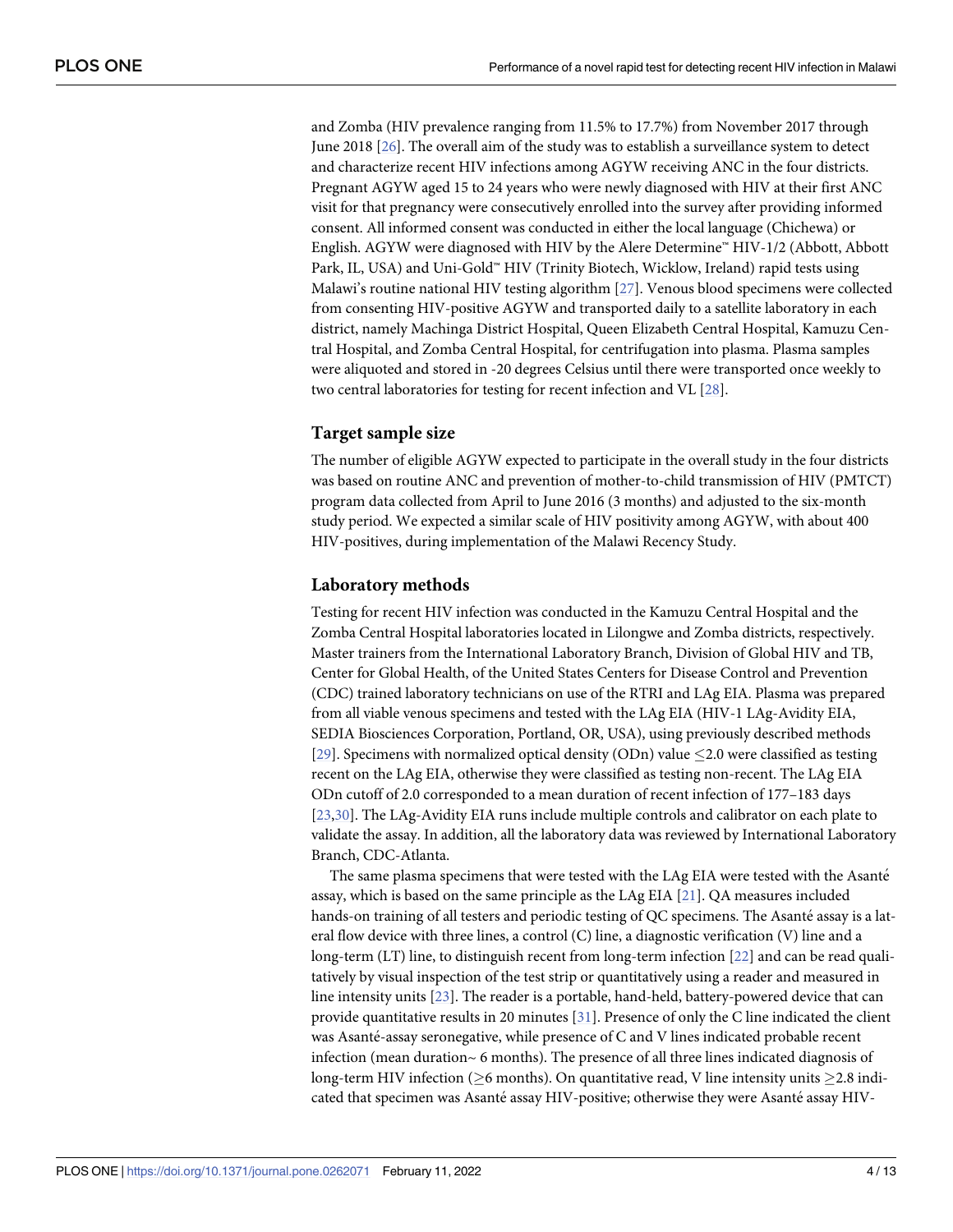and Zomba (HIV prevalence ranging from 11.5% to 17.7%) from November 2017 through June 2018 [26]. The overall aim of the study was to establish a surveillance system to detect and characterize recent HIV infections among AGYW receiving ANC in the four districts. Pregnant AGYW aged 15 to 24 years who were newly diagnosed with HIV at their first ANC visit for that pregnancy were consecutively enrolled into the survey after providing informed consent. All informed consent was conducted in either the local language (Chichewa) or English. AGYW were diagnosed with HIV by the Alere Determine™ HIV-1/2 (Abbott, Abbott Park, IL, USA) and Uni-Gold™ HIV (Trinity Biotech, Wicklow, Ireland) rapid tests using Malawi's routine national HIV testing algorithm [27]. Venous blood specimens were collected from consenting HIV-positive AGYW and transported daily to a satellite laboratory in each district, namely Machinga District Hospital, Queen Elizabeth Central Hospital, Kamuzu Central Hospital, and Zomba Central Hospital, for centrifugation into plasma. Plasma samples were aliquoted and stored in -20 degrees Celsius until there were transported once weekly to two central laboratories for testing for recent infection and VL [28].

## Target sample size

The number of eligible AGYW expected to participate in the overall study in the four districts was based on routine ANC and prevention of mother-to-child transmission of HIV (PMTCT) program data collected from April to June 2016 (3 months) and adjusted to the six-month study period. We expected a similar scale of HIV positivity among AGYW, with about 400 HIV-positives, during implementation of the Malawi Recency Study.

## Laboratory methods

Testing for recent HIV infection was conducted in the Kamuzu Central Hospital and the Zomba Central Hospital laboratories located in Lilongwe and Zomba districts, respectively. Master trainers from the International Laboratory Branch, Division of Global HIV and TB, Center for Global Health, of the United States Centers for Disease Control and Prevention (CDC) trained laboratory technicians on use of the RTRI and LAg EIA. Plasma was prepared from all viable venous specimens and tested with the LAg EIA (HIV-1 LAg-Avidity EIA, SEDIA Biosciences Corporation, Portland, OR, USA), using previously described methods [29]. Specimens with normalized optical density (ODn) value $\leq$2.0 were classified as testing recent on the LAg EIA, otherwise they were classified as testing non-recent. The LAg EIA ODn cutoff of 2.0 corresponded to a mean duration of recent infection of 177–183 days [23,30]. The LAg-Avidity EIA runs include multiple controls and calibrator on each plate to validate the assay. In addition, all the laboratory data was reviewed by International Laboratory Branch, CDC-Atlanta.

The same plasma specimens that were tested with the LAg EIA were tested with the Asanté assay, which is based on the same principle as the LAg EIA [21]. QA measures included hands-on training of all testers and periodic testing of QC specimens. The Asanté assay is a lateral flow device with three lines, a control (C) line, a diagnostic verification (V) line and a long-term (LT) line, to distinguish recent from long-term infection [22] and can be read qualitatively by visual inspection of the test strip or quantitatively using a reader and measured in line intensity units [23]. The reader is a portable, hand-held, battery-powered device that can provide quantitative results in 20 minutes [31]. Presence of only the C line indicated the client was Asanté-assay seronegative, while presence of C and V lines indicated probable recent infection (mean duration~ 6 months). The presence of all three lines indicated diagnosis of long-term HIV infection ($\geq$6 months). On quantitative read, V line intensity units $\geq$2.8 indicated that specimen was Asanté assay HIV-positive; otherwise they were Asanté assay HIV-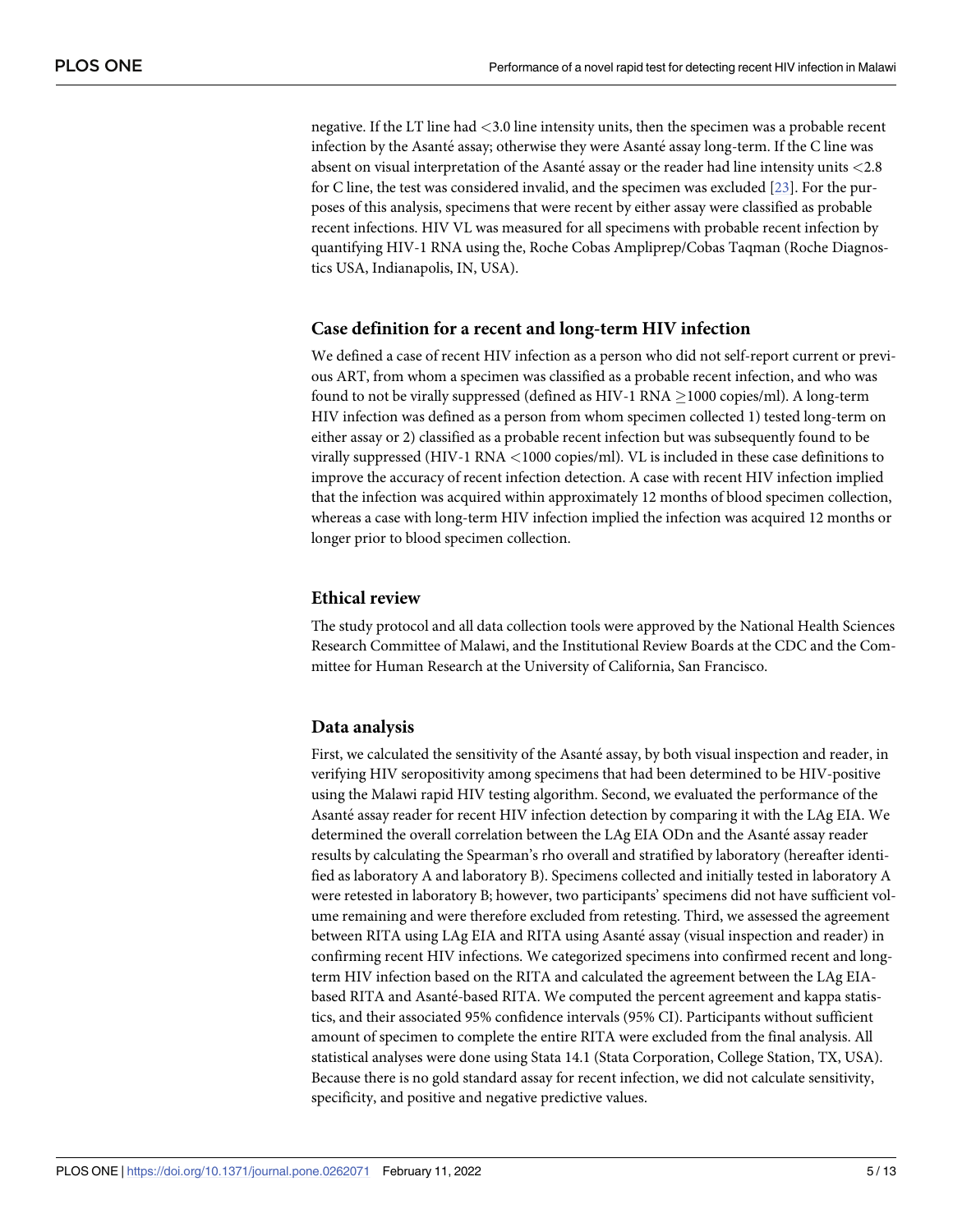negative. If the LT line had <3.0 line intensity units, then the specimen was a probable recent infection by the Asanté assay; otherwise they were Asanté assay long-term. If the C line was absent on visual interpretation of the Asanté assay or the reader had line intensity units <2.8 for C line, the test was considered invalid, and the specimen was excluded [23]. For the purposes of this analysis, specimens that were recent by either assay were classified as probable recent infections. HIV VL was measured for all specimens with probable recent infection by quantifying HIV-1 RNA using the, Roche Cobas Ampliprep/Cobas Taqman (Roche Diagnostics USA, Indianapolis, IN, USA).

## Case definition for a recent and long-term HIV infection

We defined a case of recent HIV infection as a person who did not self-report current or previous ART, from whom a specimen was classified as a probable recent infection, and who was found to not be virally suppressed (defined as HIV-1 RNA $\geq$1000 copies/ml). A long-term HIV infection was defined as a person from whom specimen collected 1) tested long-term on either assay or 2) classified as a probable recent infection but was subsequently found to be virally suppressed (HIV-1 RNA <1000 copies/ml). VL is included in these case definitions to improve the accuracy of recent infection detection. A case with recent HIV infection implied that the infection was acquired within approximately 12 months of blood specimen collection, whereas a case with long-term HIV infection implied the infection was acquired 12 months or longer prior to blood specimen collection.

## Ethical review

The study protocol and all data collection tools were approved by the National Health Sciences Research Committee of Malawi, and the Institutional Review Boards at the CDC and the Committee for Human Research at the University of California, San Francisco.

## Data analysis

First, we calculated the sensitivity of the Asanté assay, by both visual inspection and reader, in verifying HIV seropositivity among specimens that had been determined to be HIV-positive using the Malawi rapid HIV testing algorithm. Second, we evaluated the performance of the Asanté assay reader for recent HIV infection detection by comparing it with the LAg EIA. We determined the overall correlation between the LAg EIA ODn and the Asanté assay reader results by calculating the Spearman's rho overall and stratified by laboratory (hereafter identified as laboratory A and laboratory B). Specimens collected and initially tested in laboratory A were retested in laboratory B; however, two participants' specimens did not have sufficient volume remaining and were therefore excluded from retesting. Third, we assessed the agreement between RITA using LAg EIA and RITA using Asanté assay (visual inspection and reader) in confirming recent HIV infections. We categorized specimens into confirmed recent and long-term HIV infection based on the RITA and calculated the agreement between the LAg EIA-based RITA and Asanté-based RITA. We computed the percent agreement and kappa statistics, and their associated 95% confidence intervals (95% CI). Participants without sufficient amount of specimen to complete the entire RITA were excluded from the final analysis. All statistical analyses were done using Stata 14.1 (Stata Corporation, College Station, TX, USA). Because there is no gold standard assay for recent infection, we did not calculate sensitivity, specificity, and positive and negative predictive values.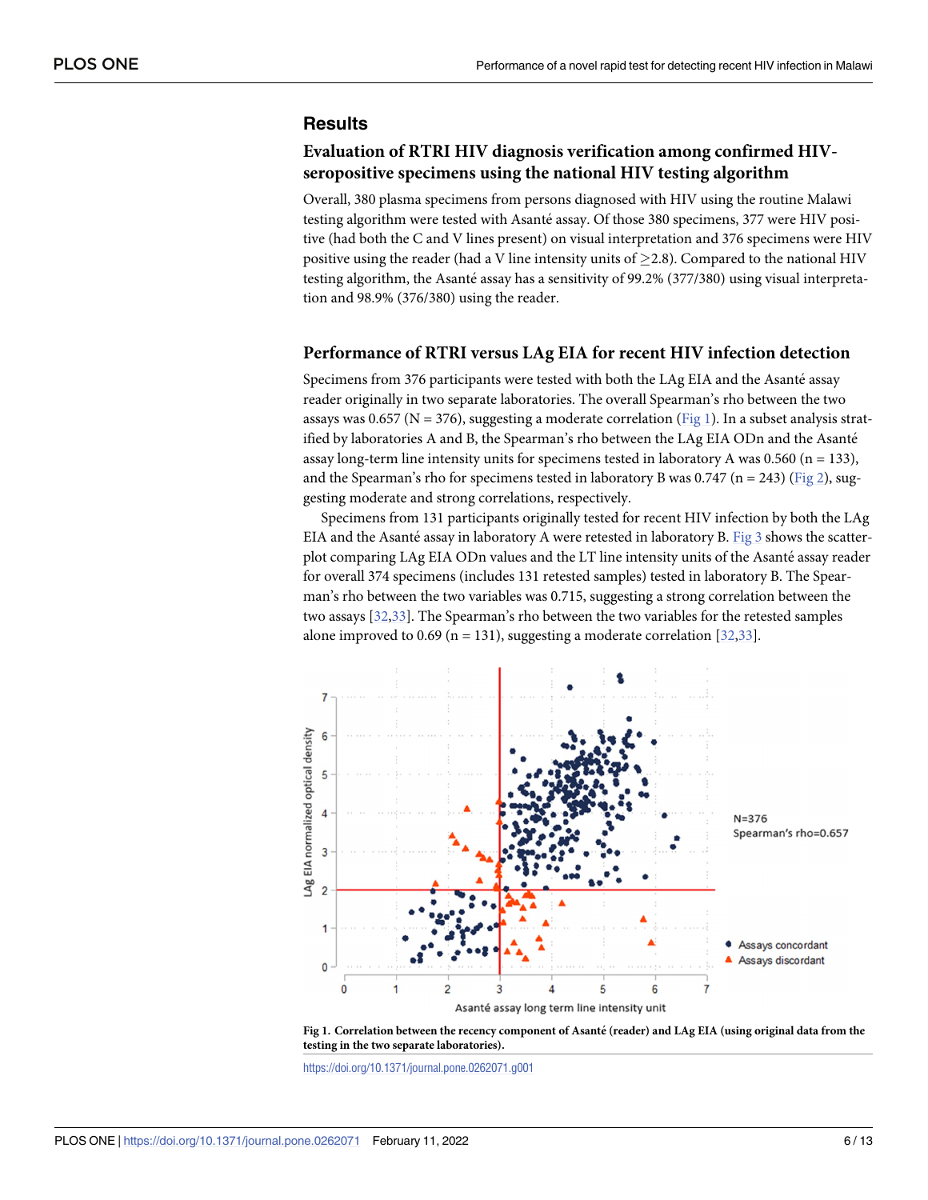## Results

### Evaluation of RTRI HIV diagnosis verification among confirmed HIV-seropositive specimens using the national HIV testing algorithm

Overall, 380 plasma specimens from persons diagnosed with HIV using the routine Malawi testing algorithm were tested with Asanté assay. Of those 380 specimens, 377 were HIV positive (had both the C and V lines present) on visual interpretation and 376 specimens were HIV positive using the reader (had a V line intensity units of $\geq$2.8). Compared to the national HIV testing algorithm, the Asanté assay has a sensitivity of 99.2% (377/380) using visual interpretation and 98.9% (376/380) using the reader.

### Performance of RTRI versus LAg EIA for recent HIV infection detection

Specimens from 376 participants were tested with both the LAg EIA and the Asanté assay reader originally in two separate laboratories. The overall Spearman's rho between the two assays was 0.657 (N = 376), suggesting a moderate correlation (Fig 1). In a subset analysis stratified by laboratories A and B, the Spearman's rho between the LAg EIA ODn and the Asanté assay long-term line intensity units for specimens tested in laboratory A was 0.560 (n = 133), and the Spearman's rho for specimens tested in laboratory B was 0.747 (n = 243) (Fig 2), suggesting moderate and strong correlations, respectively.

Specimens from 131 participants originally tested for recent HIV infection by both the LAg EIA and the Asanté assay in laboratory A were retested in laboratory B. Fig 3 shows the scatterplot comparing LAg EIA ODn values and the LT line intensity units of the Asanté assay reader for overall 374 specimens (includes 131 retested samples) tested in laboratory B. The Spearman's rho between the two variables was 0.715, suggesting a strong correlation between the two assays [32,33]. The Spearman's rho between the two variables for the retested samples alone improved to 0.69 (n = 131), suggesting a moderate correlation [32,33].

**Fig 1. Correlation between the recency component of Asanté (reader) and LAg EIA (using original data from the testing in the two separate laboratories).**

https://doi.org/10.1371/journal.pone.0262071.g001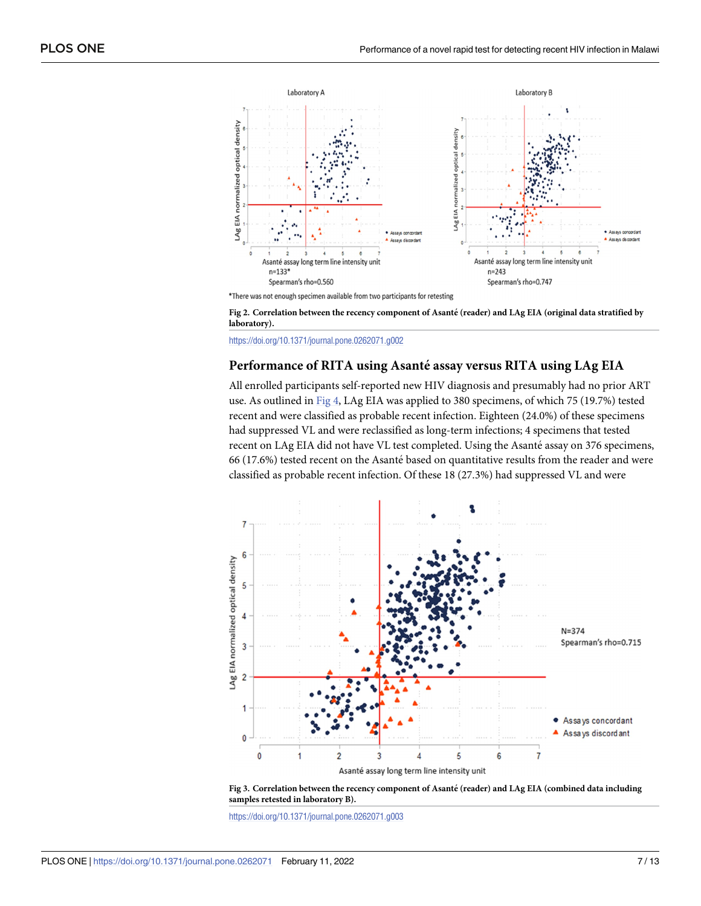\*There was not enough specimen available from two participants for retesting

**Fig 2. Correlation between the recency component of Asanté (reader) and LAg EIA (original data stratified by laboratory).**

https://doi.org/10.1371/journal.pone.0262071.g002

## Performance of RITA using Asanté assay versus RITA using LAg EIA

All enrolled participants self-reported new HIV diagnosis and presumably had no prior ART use. As outlined in Fig 4, LAg EIA was applied to 380 specimens, of which 75 (19.7%) tested recent and were classified as probable recent infection. Eighteen (24.0%) of these specimens had suppressed VL and were reclassified as long-term infections; 4 specimens that tested recent on LAg EIA did not have VL test completed. Using the Asanté assay on 376 specimens, 66 (17.6%) tested recent on the Asanté based on quantitative results from the reader and were classified as probable recent infection. Of these 18 (27.3%) had suppressed VL and were

**Fig 3. Correlation between the recency component of Asanté (reader) and LAg EIA (combined data including samples retested in laboratory B).**

https://doi.org/10.1371/journal.pone.0262071.g003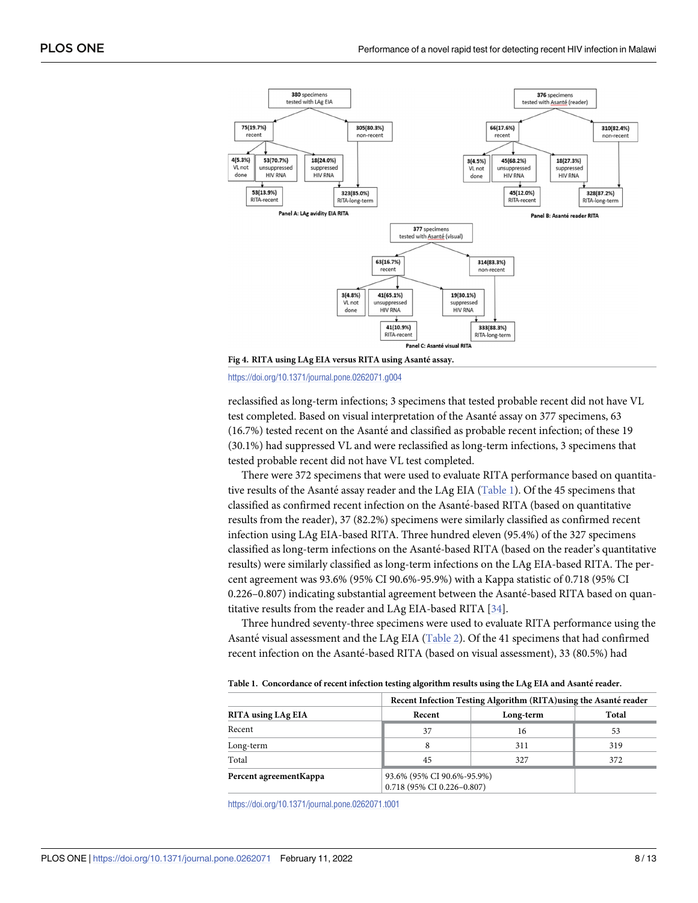Fig 4. RITA using LAg EIA versus RITA using Asanté assay.

https://doi.org/10.1371/journal.pone.0262071.g004

reclassified as long-term infections; 3 specimens that tested probable recent did not have VL test completed. Based on visual interpretation of the Asanté assay on 377 specimens, 63 (16.7%) tested recent on the Asanté and classified as probable recent infection; of these 19 (30.1%) had suppressed VL and were reclassified as long-term infections, 3 specimens that tested probable recent did not have VL test completed.

There were 372 specimens that were used to evaluate RITA performance based on quantitative results of the Asanté assay reader and the LAg EIA (Table 1). Of the 45 specimens that classified as confirmed recent infection on the Asanté-based RITA (based on quantitative results from the reader), 37 (82.2%) specimens were similarly classified as confirmed recent infection using LAg EIA-based RITA. Three hundred eleven (95.4%) of the 327 specimens classified as long-term infections on the Asanté-based RITA (based on the reader's quantitative results) were similarly classified as long-term infections on the LAg EIA-based RITA. The percent agreement was 93.6% (95% CI 90.6%-95.9%) with a Kappa statistic of 0.718 (95% CI 0.226–0.807) indicating substantial agreement between the Asanté-based RITA based on quantitative results from the reader and LAg EIA-based RITA [34].

Three hundred seventy-three specimens were used to evaluate RITA performance using the Asanté visual assessment and the LAg EIA (Table 2). Of the 41 specimens that had confirmed recent infection on the Asanté-based RITA (based on visual assessment), 33 (80.5%) had

Table 1. Concordance of recent infection testing algorithm results using the LAg EIA and Asanté reader.

| | Recent Infection Testing Algorithm (RITA)using the Asanté reader | | |
|---|---|---|---|
| **RITA using LAg EIA** | **Recent** | **Long-term** | **Total** |
| Recent | 37 | 16 | 53 |
| Long-term | 8 | 311 | 319 |
| Total | 45 | 327 | 372 |
| **Percent agreementKappa** | 93.6% (95% CI 90.6%-95.9%) 0.718 (95% CI 0.226–0.807) | | |

https://doi.org/10.1371/journal.pone.0262071.t001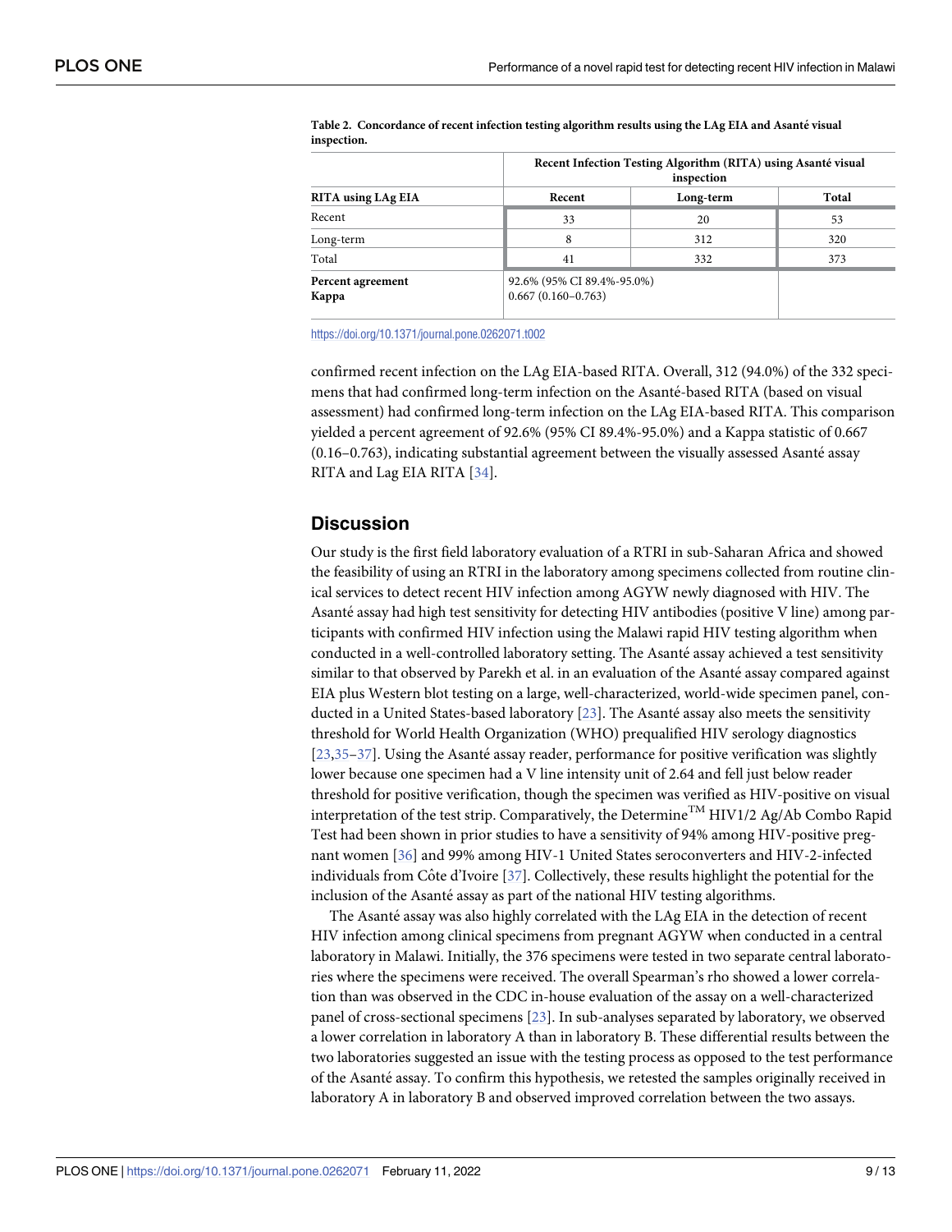**Table 2. Concordance of recent infection testing algorithm results using the LAg EIA and Asanté visual inspection.**

| | Recent Infection Testing Algorithm (RITA) using Asanté visual inspection | | |
|---|---|---|---|
| **RITA using LAg EIA** | **Recent** | **Long-term** | **Total** |
| Recent | 33 | 20 | 53 |
| Long-term | 8 | 312 | 320 |
| Total | 41 | 332 | 373 |
| **Percent agreement**<br>**Kappa** | 92.6% (95% CI 89.4%-95.0%)<br>0.667 (0.160–0.763) | | |

https://doi.org/10.1371/journal.pone.0262071.t002

confirmed recent infection on the LAg EIA-based RITA. Overall, 312 (94.0%) of the 332 specimens that had confirmed long-term infection on the Asanté-based RITA (based on visual assessment) had confirmed long-term infection on the LAg EIA-based RITA. This comparison yielded a percent agreement of 92.6% (95% CI 89.4%-95.0%) and a Kappa statistic of 0.667 (0.16–0.763), indicating substantial agreement between the visually assessed Asanté assay RITA and Lag EIA RITA [34].

## Discussion

Our study is the first field laboratory evaluation of a RTRI in sub-Saharan Africa and showed the feasibility of using an RTRI in the laboratory among specimens collected from routine clinical services to detect recent HIV infection among AGYW newly diagnosed with HIV. The Asanté assay had high test sensitivity for detecting HIV antibodies (positive V line) among participants with confirmed HIV infection using the Malawi rapid HIV testing algorithm when conducted in a well-controlled laboratory setting. The Asanté assay achieved a test sensitivity similar to that observed by Parekh et al. in an evaluation of the Asanté assay compared against EIA plus Western blot testing on a large, well-characterized, world-wide specimen panel, conducted in a United States-based laboratory [23]. The Asanté assay also meets the sensitivity threshold for World Health Organization (WHO) prequalified HIV serology diagnostics [23,35–37]. Using the Asanté assay reader, performance for positive verification was slightly lower because one specimen had a V line intensity unit of 2.64 and fell just below reader threshold for positive verification, though the specimen was verified as HIV-positive on visual interpretation of the test strip. Comparatively, the Determine™ HIV1/2 Ag/Ab Combo Rapid Test had been shown in prior studies to have a sensitivity of 94% among HIV-positive pregnant women [36] and 99% among HIV-1 United States seroconverters and HIV-2-infected individuals from Côte d'Ivoire [37]. Collectively, these results highlight the potential for the inclusion of the Asanté assay as part of the national HIV testing algorithms.

The Asanté assay was also highly correlated with the LAg EIA in the detection of recent HIV infection among clinical specimens from pregnant AGYW when conducted in a central laboratory in Malawi. Initially, the 376 specimens were tested in two separate central laboratories where the specimens were received. The overall Spearman's rho showed a lower correlation than was observed in the CDC in-house evaluation of the assay on a well-characterized panel of cross-sectional specimens [23]. In sub-analyses separated by laboratory, we observed a lower correlation in laboratory A than in laboratory B. These differential results between the two laboratories suggested an issue with the testing process as opposed to the test performance of the Asanté assay. To confirm this hypothesis, we retested the samples originally received in laboratory A in laboratory B and observed improved correlation between the two assays.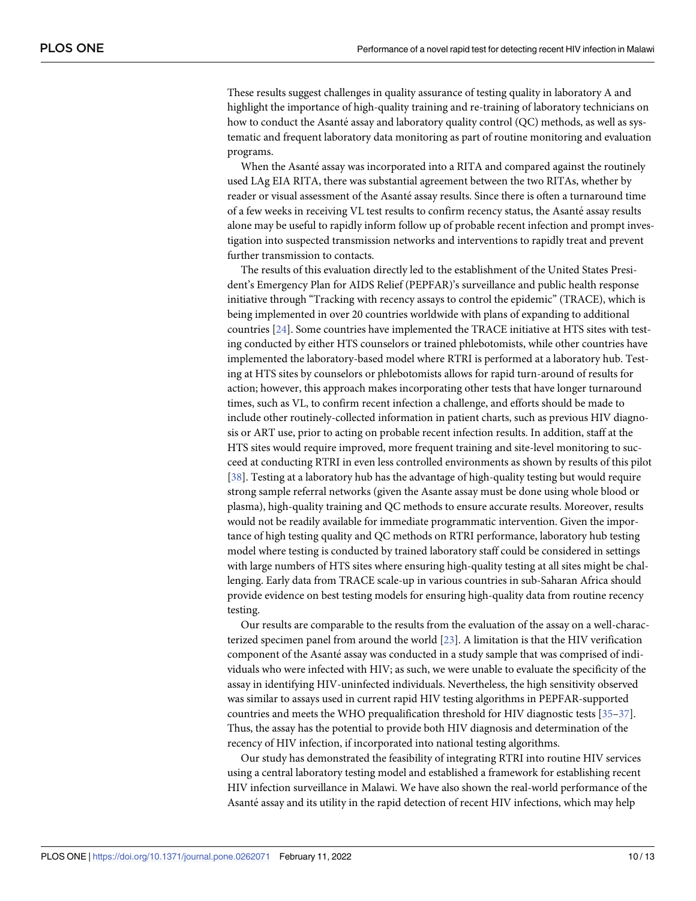These results suggest challenges in quality assurance of testing quality in laboratory A and highlight the importance of high-quality training and re-training of laboratory technicians on how to conduct the Asanté assay and laboratory quality control (QC) methods, as well as systematic and frequent laboratory data monitoring as part of routine monitoring and evaluation programs.

When the Asanté assay was incorporated into a RITA and compared against the routinely used LAg EIA RITA, there was substantial agreement between the two RITAs, whether by reader or visual assessment of the Asanté assay results. Since there is often a turnaround time of a few weeks in receiving VL test results to confirm recency status, the Asanté assay results alone may be useful to rapidly inform follow up of probable recent infection and prompt investigation into suspected transmission networks and interventions to rapidly treat and prevent further transmission to contacts.

The results of this evaluation directly led to the establishment of the United States President's Emergency Plan for AIDS Relief (PEPFAR)'s surveillance and public health response initiative through "Tracking with recency assays to control the epidemic" (TRACE), which is being implemented in over 20 countries worldwide with plans of expanding to additional countries [24]. Some countries have implemented the TRACE initiative at HTS sites with testing conducted by either HTS counselors or trained phlebotomists, while other countries have implemented the laboratory-based model where RTRI is performed at a laboratory hub. Testing at HTS sites by counselors or phlebotomists allows for rapid turn-around of results for action; however, this approach makes incorporating other tests that have longer turnaround times, such as VL, to confirm recent infection a challenge, and efforts should be made to include other routinely-collected information in patient charts, such as previous HIV diagnosis or ART use, prior to acting on probable recent infection results. In addition, staff at the HTS sites would require improved, more frequent training and site-level monitoring to succeed at conducting RTRI in even less controlled environments as shown by results of this pilot [38]. Testing at a laboratory hub has the advantage of high-quality testing but would require strong sample referral networks (given the Asante assay must be done using whole blood or plasma), high-quality training and QC methods to ensure accurate results. Moreover, results would not be readily available for immediate programmatic intervention. Given the importance of high testing quality and QC methods on RTRI performance, laboratory hub testing model where testing is conducted by trained laboratory staff could be considered in settings with large numbers of HTS sites where ensuring high-quality testing at all sites might be challenging. Early data from TRACE scale-up in various countries in sub-Saharan Africa should provide evidence on best testing models for ensuring high-quality data from routine recency testing.

Our results are comparable to the results from the evaluation of the assay on a well-characterized specimen panel from around the world [23]. A limitation is that the HIV verification component of the Asanté assay was conducted in a study sample that was comprised of individuals who were infected with HIV; as such, we were unable to evaluate the specificity of the assay in identifying HIV-uninfected individuals. Nevertheless, the high sensitivity observed was similar to assays used in current rapid HIV testing algorithms in PEPFAR-supported countries and meets the WHO prequalification threshold for HIV diagnostic tests [35–37]. Thus, the assay has the potential to provide both HIV diagnosis and determination of the recency of HIV infection, if incorporated into national testing algorithms.

Our study has demonstrated the feasibility of integrating RTRI into routine HIV services using a central laboratory testing model and established a framework for establishing recent HIV infection surveillance in Malawi. We have also shown the real-world performance of the Asanté assay and its utility in the rapid detection of recent HIV infections, which may help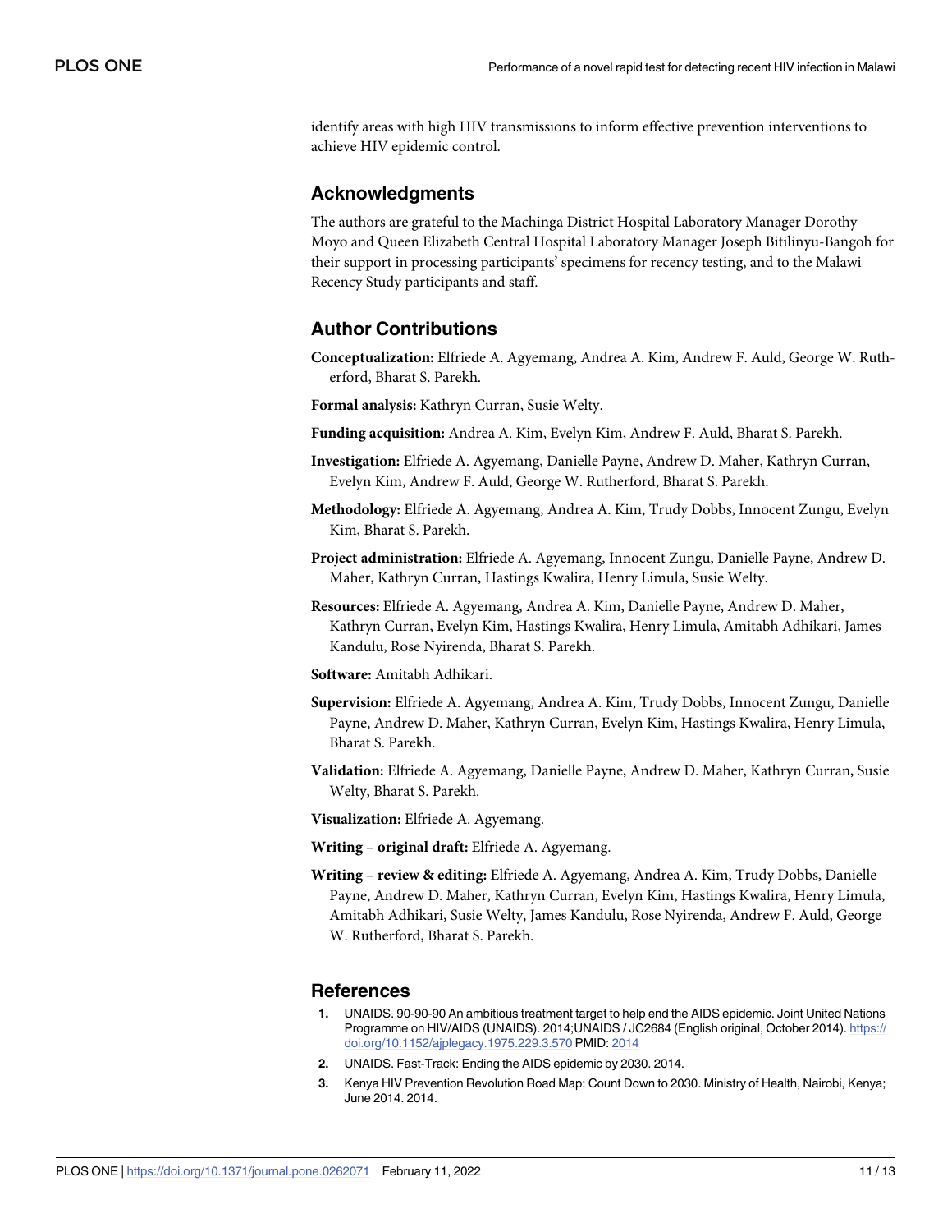identify areas with high HIV transmissions to inform effective prevention interventions to achieve HIV epidemic control.

## Acknowledgments

The authors are grateful to the Machinga District Hospital Laboratory Manager Dorothy Moyo and Queen Elizabeth Central Hospital Laboratory Manager Joseph Bitilinyu-Bangoh for their support in processing participants' specimens for recency testing, and to the Malawi Recency Study participants and staff.

## Author Contributions

**Conceptualization:** Elfriede A. Agyemang, Andrea A. Kim, Andrew F. Auld, George W. Rutherford, Bharat S. Parekh.

**Formal analysis:** Kathryn Curran, Susie Welty.

**Funding acquisition:** Andrea A. Kim, Evelyn Kim, Andrew F. Auld, Bharat S. Parekh.

**Investigation:** Elfriede A. Agyemang, Danielle Payne, Andrew D. Maher, Kathryn Curran, Evelyn Kim, Andrew F. Auld, George W. Rutherford, Bharat S. Parekh.

**Methodology:** Elfriede A. Agyemang, Andrea A. Kim, Trudy Dobbs, Innocent Zungu, Evelyn Kim, Bharat S. Parekh.

**Project administration:** Elfriede A. Agyemang, Innocent Zungu, Danielle Payne, Andrew D. Maher, Kathryn Curran, Hastings Kwalira, Henry Limula, Susie Welty.

**Resources:** Elfriede A. Agyemang, Andrea A. Kim, Danielle Payne, Andrew D. Maher, Kathryn Curran, Evelyn Kim, Hastings Kwalira, Henry Limula, Amitabh Adhikari, James Kandulu, Rose Nyirenda, Bharat S. Parekh.

**Software:** Amitabh Adhikari.

**Supervision:** Elfriede A. Agyemang, Andrea A. Kim, Trudy Dobbs, Innocent Zungu, Danielle Payne, Andrew D. Maher, Kathryn Curran, Evelyn Kim, Hastings Kwalira, Henry Limula, Bharat S. Parekh.

**Validation:** Elfriede A. Agyemang, Danielle Payne, Andrew D. Maher, Kathryn Curran, Susie Welty, Bharat S. Parekh.

**Visualization:** Elfriede A. Agyemang.

**Writing – original draft:** Elfriede A. Agyemang.

**Writing – review & editing:** Elfriede A. Agyemang, Andrea A. Kim, Trudy Dobbs, Danielle Payne, Andrew D. Maher, Kathryn Curran, Evelyn Kim, Hastings Kwalira, Henry Limula, Amitabh Adhikari, Susie Welty, James Kandulu, Rose Nyirenda, Andrew F. Auld, George W. Rutherford, Bharat S. Parekh.

## References

1. UNAIDS. 90-90-90 An ambitious treatment target to help end the AIDS epidemic. Joint United Nations Programme on HIV/AIDS (UNAIDS). 2014;UNAIDS / JC2684 (English original, October 2014). https://doi.org/10.1152/ajplegacy.1975.229.3.570 PMID: 2014
2. UNAIDS. Fast-Track: Ending the AIDS epidemic by 2030. 2014.
3. Kenya HIV Prevention Revolution Road Map: Count Down to 2030. Ministry of Health, Nairobi, Kenya; June 2014. 2014.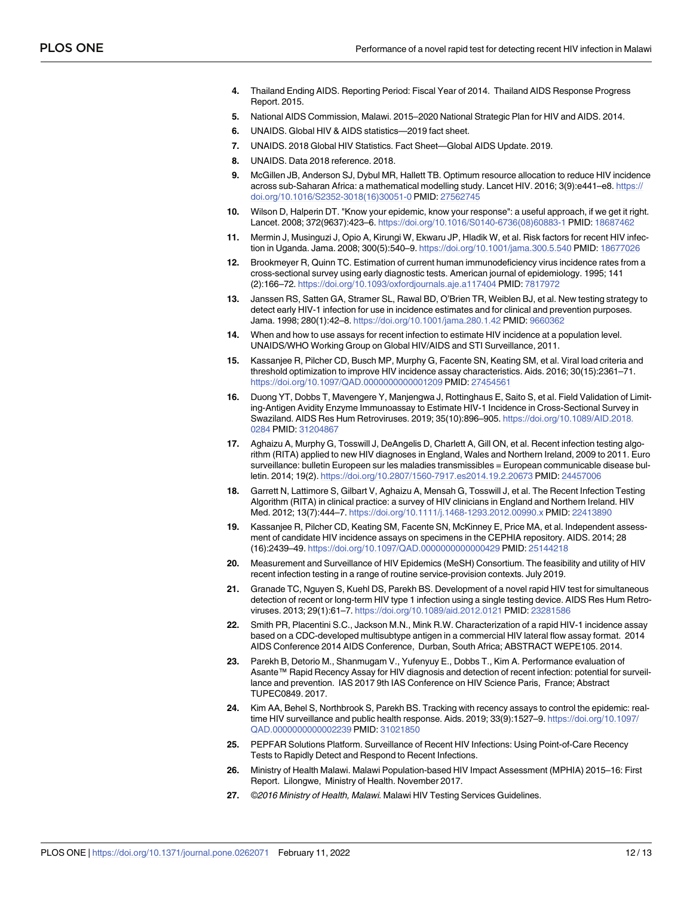4. Thailand Ending AIDS. Reporting Period: Fiscal Year of 2014. Thailand AIDS Response Progress Report. 2015.
5. National AIDS Commission, Malawi. 2015–2020 National Strategic Plan for HIV and AIDS. 2014.
6. UNAIDS. Global HIV & AIDS statistics—2019 fact sheet.
7. UNAIDS. 2018 Global HIV Statistics. Fact Sheet—Global AIDS Update. 2019.
8. UNAIDS. Data 2018 reference. 2018.
9. McGillen JB, Anderson SJ, Dybul MR, Hallett TB. Optimum resource allocation to reduce HIV incidence across sub-Saharan Africa: a mathematical modelling study. Lancet HIV. 2016; 3(9):e441–e8. https://doi.org/10.1016/S2352-3018(16)30051-0 PMID: 27562745
10. Wilson D, Halperin DT. "Know your epidemic, know your response": a useful approach, if we get it right. Lancet. 2008; 372(9637):423–6. https://doi.org/10.1016/S0140-6736(08)60883-1 PMID: 18687462
11. Mermin J, Musinguzi J, Opio A, Kirungi W, Ekwaru JP, Hladik W, et al. Risk factors for recent HIV infection in Uganda. Jama. 2008; 300(5):540–9. https://doi.org/10.1001/jama.300.5.540 PMID: 18677026
12. Brookmeyer R, Quinn TC. Estimation of current human immunodeficiency virus incidence rates from a cross-sectional survey using early diagnostic tests. American journal of epidemiology. 1995; 141 (2):166–72. https://doi.org/10.1093/oxfordjournals.aje.a117404 PMID: 7817972
13. Janssen RS, Satten GA, Stramer SL, Rawal BD, O'Brien TR, Weiblen BJ, et al. New testing strategy to detect early HIV-1 infection for use in incidence estimates and for clinical and prevention purposes. Jama. 1998; 280(1):42–8. https://doi.org/10.1001/jama.280.1.42 PMID: 9660362
14. When and how to use assays for recent infection to estimate HIV incidence at a population level. UNAIDS/WHO Working Group on Global HIV/AIDS and STI Surveillance, 2011.
15. Kassanjee R, Pilcher CD, Busch MP, Murphy G, Facente SN, Keating SM, et al. Viral load criteria and threshold optimization to improve HIV incidence assay characteristics. Aids. 2016; 30(15):2361–71. https://doi.org/10.1097/QAD.0000000000001209 PMID: 27454561
16. Duong YT, Dobbs T, Mavengere Y, Manjengwa J, Rottinghaus E, Saito S, et al. Field Validation of Limiting-Antigen Avidity Enzyme Immunoassay to Estimate HIV-1 Incidence in Cross-Sectional Survey in Swaziland. AIDS Res Hum Retroviruses. 2019; 35(10):896–905. https://doi.org/10.1089/AID.2018.0284 PMID: 31204867
17. Aghaizu A, Murphy G, Tosswill J, DeAngelis D, Charlett A, Gill ON, et al. Recent infection testing algorithm (RITA) applied to new HIV diagnoses in England, Wales and Northern Ireland, 2009 to 2011. Euro surveillance: bulletin Europeen sur les maladies transmissibles = European communicable disease bulletin. 2014; 19(2). https://doi.org/10.2807/1560-7917.es2014.19.2.20673 PMID: 24457006
18. Garrett N, Lattimore S, Gilbart V, Aghaizu A, Mensah G, Tosswill J, et al. The Recent Infection Testing Algorithm (RITA) in clinical practice: a survey of HIV clinicians in England and Northern Ireland. HIV Med. 2012; 13(7):444–7. https://doi.org/10.1111/j.1468-1293.2012.00990.x PMID: 22413890
19. Kassanjee R, Pilcher CD, Keating SM, Facente SN, McKinney E, Price MA, et al. Independent assessment of candidate HIV incidence assays on specimens in the CEPHIA repository. AIDS. 2014; 28 (16):2439–49. https://doi.org/10.1097/QAD.0000000000000429 PMID: 25144218
20. Measurement and Surveillance of HIV Epidemics (MeSH) Consortium. The feasibility and utility of HIV recent infection testing in a range of routine service-provision contexts. July 2019.
21. Granade TC, Nguyen S, Kuehl DS, Parekh BS. Development of a novel rapid HIV test for simultaneous detection of recent or long-term HIV type 1 infection using a single testing device. AIDS Res Hum Retroviruses. 2013; 29(1):61–7. https://doi.org/10.1089/aid.2012.0121 PMID: 23281586
22. Smith PR, Placentini S.C., Jackson M.N., Mink R.W. Characterization of a rapid HIV-1 incidence assay based on a CDC-developed multisubtype antigen in a commercial HIV lateral flow assay format. 2014 AIDS Conference 2014 AIDS Conference, Durban, South Africa; ABSTRACT WEPE105. 2014.
23. Parekh B, Detorio M., Shanmugam V., Yufenyuy E., Dobbs T., Kim A. Performance evaluation of Asante™ Rapid Recency Assay for HIV diagnosis and detection of recent infection: potential for surveillance and prevention. IAS 2017 9th IAS Conference on HIV Science Paris, France; Abstract TUPEC0849. 2017.
24. Kim AA, Behel S, Northbrook S, Parekh BS. Tracking with recency assays to control the epidemic: real-time HIV surveillance and public health response. Aids. 2019; 33(9):1527–9. https://doi.org/10.1097/QAD.0000000000002239 PMID: 31021850
25. PEPFAR Solutions Platform. Surveillance of Recent HIV Infections: Using Point-of-Care Recency Tests to Rapidly Detect and Respond to Recent Infections.
26. Ministry of Health Malawi. Malawi Population-based HIV Impact Assessment (MPHIA) 2015–16: First Report. Lilongwe, Ministry of Health. November 2017.
27. *©2016 Ministry of Health, Malawi*. Malawi HIV Testing Services Guidelines.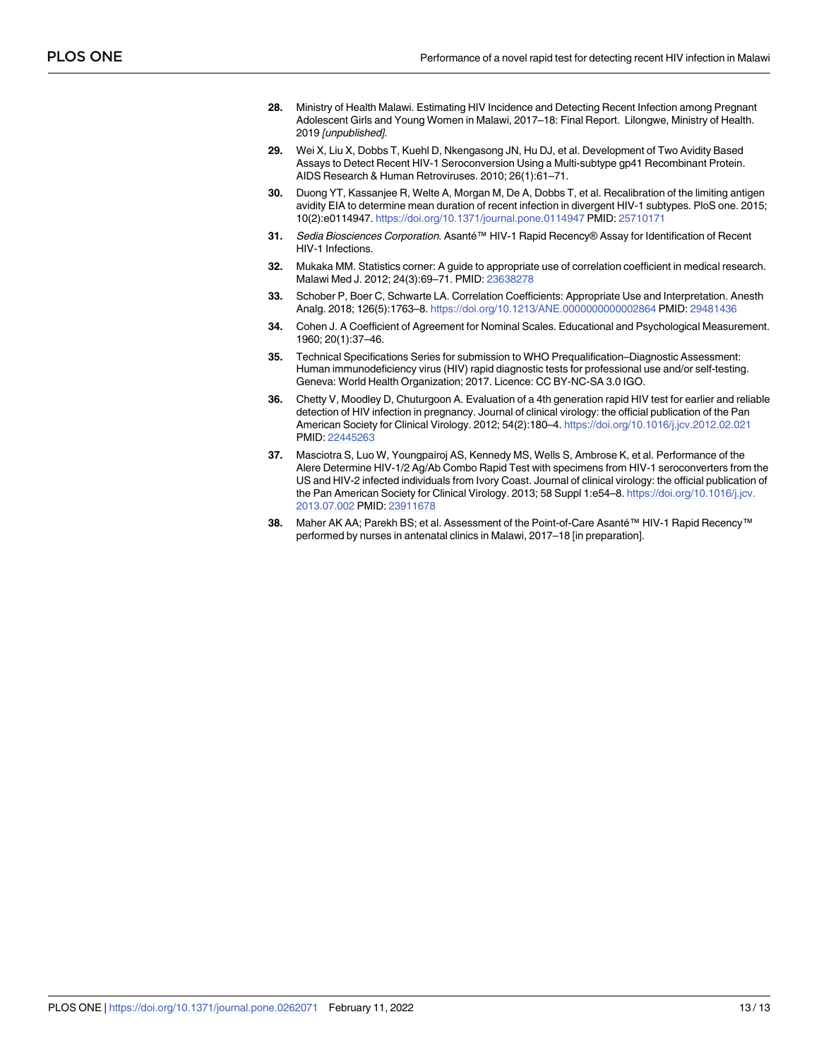28. Ministry of Health Malawi. Estimating HIV Incidence and Detecting Recent Infection among Pregnant Adolescent Girls and Young Women in Malawi, 2017–18: Final Report. Lilongwe, Ministry of Health. 2019 *[unpublished]*.

29. Wei X, Liu X, Dobbs T, Kuehl D, Nkengasong JN, Hu DJ, et al. Development of Two Avidity Based Assays to Detect Recent HIV-1 Seroconversion Using a Multi-subtype gp41 Recombinant Protein. AIDS Research & Human Retroviruses. 2010; 26(1):61–71.

30. Duong YT, Kassanjee R, Welte A, Morgan M, De A, Dobbs T, et al. Recalibration of the limiting antigen avidity EIA to determine mean duration of recent infection in divergent HIV-1 subtypes. PloS one. 2015; 10(2):e0114947. https://doi.org/10.1371/journal.pone.0114947 PMID: 25710171

31. *Sedia Biosciences Corporation*. Asanté™ HIV-1 Rapid Recency® Assay for Identification of Recent HIV-1 Infections.

32. Mukaka MM. Statistics corner: A guide to appropriate use of correlation coefficient in medical research. Malawi Med J. 2012; 24(3):69–71. PMID: 23638278

33. Schober P, Boer C, Schwarte LA. Correlation Coefficients: Appropriate Use and Interpretation. Anesth Analg. 2018; 126(5):1763–8. https://doi.org/10.1213/ANE.0000000000002864 PMID: 29481436

34. Cohen J. A Coefficient of Agreement for Nominal Scales. Educational and Psychological Measurement. 1960; 20(1):37–46.

35. Technical Specifications Series for submission to WHO Prequalification–Diagnostic Assessment: Human immunodeficiency virus (HIV) rapid diagnostic tests for professional use and/or self-testing. Geneva: World Health Organization; 2017. Licence: CC BY-NC-SA 3.0 IGO.

36. Chetty V, Moodley D, Chuturgoon A. Evaluation of a 4th generation rapid HIV test for earlier and reliable detection of HIV infection in pregnancy. Journal of clinical virology: the official publication of the Pan American Society for Clinical Virology. 2012; 54(2):180–4. https://doi.org/10.1016/j.jcv.2012.02.021 PMID: 22445263

37. Masciotra S, Luo W, Youngpairoj AS, Kennedy MS, Wells S, Ambrose K, et al. Performance of the Alere Determine HIV-1/2 Ag/Ab Combo Rapid Test with specimens from HIV-1 seroconverters from the US and HIV-2 infected individuals from Ivory Coast. Journal of clinical virology: the official publication of the Pan American Society for Clinical Virology. 2013; 58 Suppl 1:e54–8. https://doi.org/10.1016/j.jcv.2013.07.002 PMID: 23911678

38. Maher AK AA; Parekh BS; et al. Assessment of the Point-of-Care Asanté™ HIV-1 Rapid Recency™ performed by nurses in antenatal clinics in Malawi, 2017–18 [in preparation].